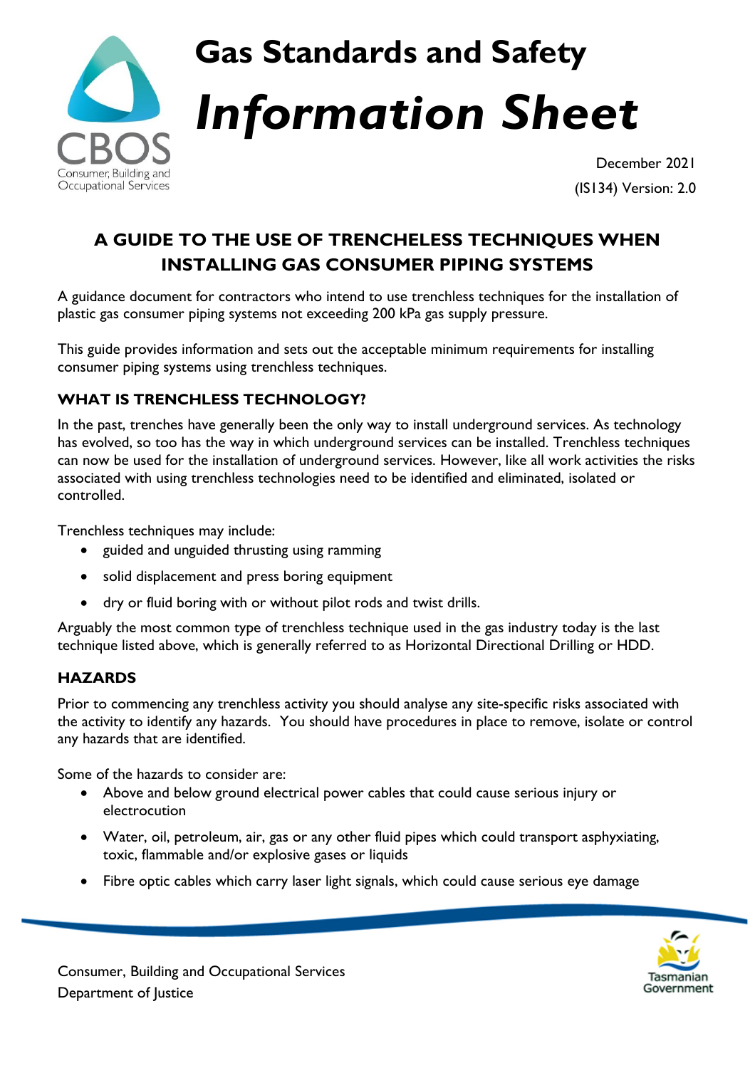# Gas Standards and Safety

# *Information Sheet*

December 2021

(IS134) Version: 2.0

## A GUIDE TO THE USE OF TRENCHLESS TECHNIQUES WHEN INSTALLING GAS CONSUMER PIPING SYSTEMS

A guidance document for contractors who intend to use trenchless techniques for the installation of plastic gas consumer piping systems not exceeding 200 kPa gas supply pressure.

This guide provides information and sets out the acceptable minimum requirements for installing consumer piping systems using trenchless techniques.

### WHAT IS TRENCHLESS TECHNOLOGY?

In the past, trenches have generally been the only way to install underground services. As technology has evolved, so too has the way in which underground services can be installed. Trenchless techniques can now be used for the installation of underground services. However, like all work activities the risks associated with using trenchless technologies need to be identified and eliminated, isolated or controlled.

Trenchless techniques may include:

- guided and unguided thrusting using ramming
- solid displacement and press boring equipment
- dry or fluid boring with or without pilot rods and twist drills.

Arguably the most common type of trenchless technique used in the gas industry today is the last technique listed above, which is generally referred to as Horizontal Directional Drilling or HDD.

### HAZARDS

Prior to commencing any trenchless activity you should analyse any site-specific risks associated with the activity to identify any hazards. You should have procedures in place to remove, isolate or control any hazards that are identified.

Some of the hazards to consider are:

- Above and below ground electrical power cables that could cause serious injury or electrocution
- Water, oil, petroleum, air, gas or any other fluid pipes which could transport asphyxiating, toxic, flammable and/or explosive gases or liquids
- Fibre optic cables which carry laser light signals, which could cause serious eye damage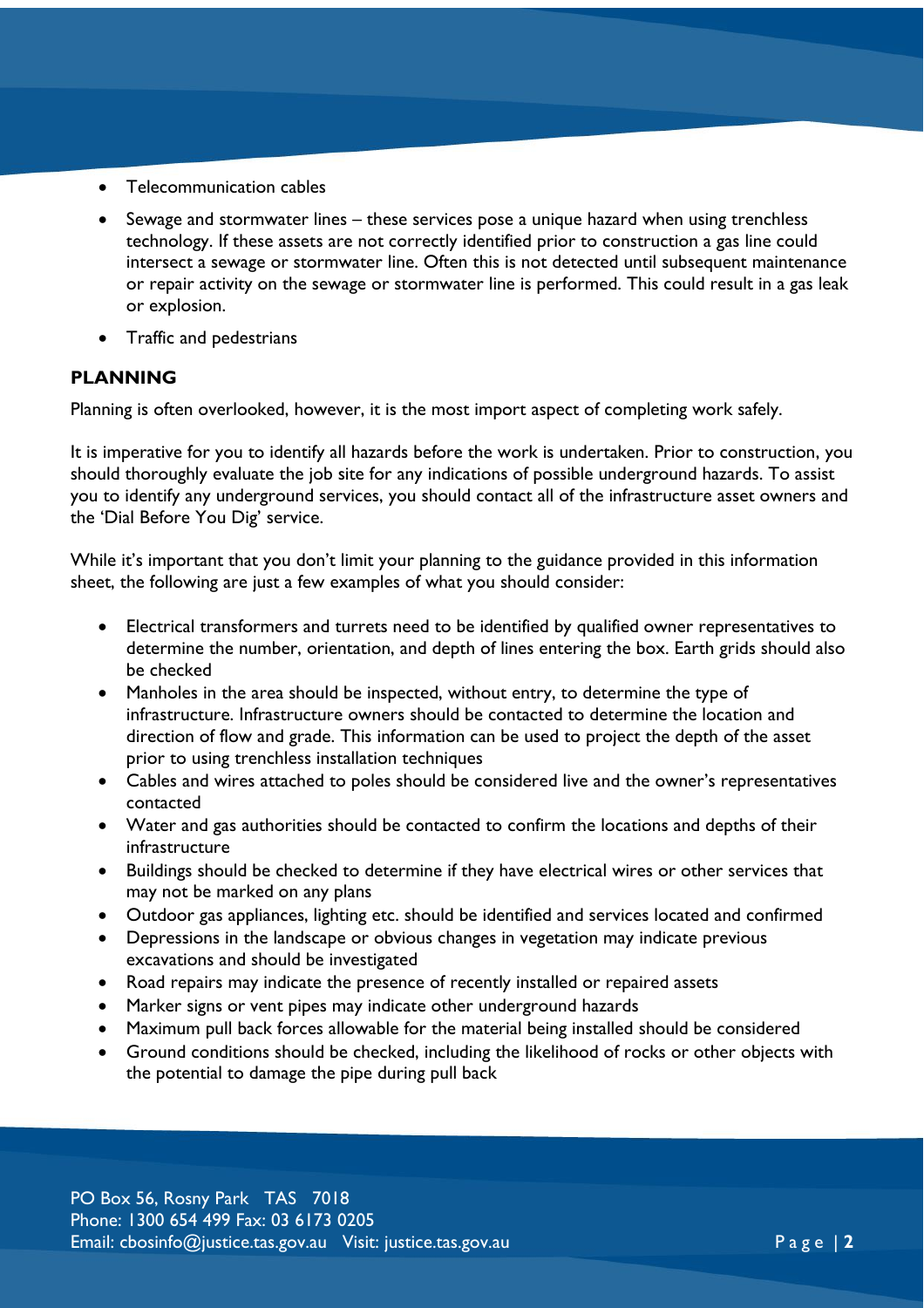- Telecommunication cables
- Sewage and stormwater lines – these services pose a unique hazard when using trenchless technology. If these assets are not correctly identified prior to construction a gas line could intersect a sewage or stormwater line. Often this is not detected until subsequent maintenance or repair activity on the sewage or stormwater line is performed. This could result in a gas leak or explosion.
- Traffic and pedestrians

## PLANNING

Planning is often overlooked, however, it is the most import aspect of completing work safely.

It is imperative for you to identify all hazards before the work is undertaken. Prior to construction, you should thoroughly evaluate the job site for any indications of possible underground hazards. To assist you to identify any underground services, you should contact all of the infrastructure asset owners and the 'Dial Before You Dig' service.

While it's important that you don't limit your planning to the guidance provided in this information sheet, the following are just a few examples of what you should consider:

- Electrical transformers and turrets need to be identified by qualified owner representatives to determine the number, orientation, and depth of lines entering the box. Earth grids should also be checked
- Manholes in the area should be inspected, without entry, to determine the type of infrastructure. Infrastructure owners should be contacted to determine the location and direction of flow and grade. This information can be used to project the depth of the asset prior to using trenchless installation techniques
- Cables and wires attached to poles should be considered live and the owner's representatives contacted
- Water and gas authorities should be contacted to confirm the locations and depths of their infrastructure
- Buildings should be checked to determine if they have electrical wires or other services that may not be marked on any plans
- Outdoor gas appliances, lighting etc. should be identified and services located and confirmed
- Depressions in the landscape or obvious changes in vegetation may indicate previous excavations and should be investigated
- Road repairs may indicate the presence of recently installed or repaired assets
- Marker signs or vent pipes may indicate other underground hazards
- Maximum pull back forces allowable for the material being installed should be considered
- Ground conditions should be checked, including the likelihood of rocks or other objects with the potential to damage the pipe during pull back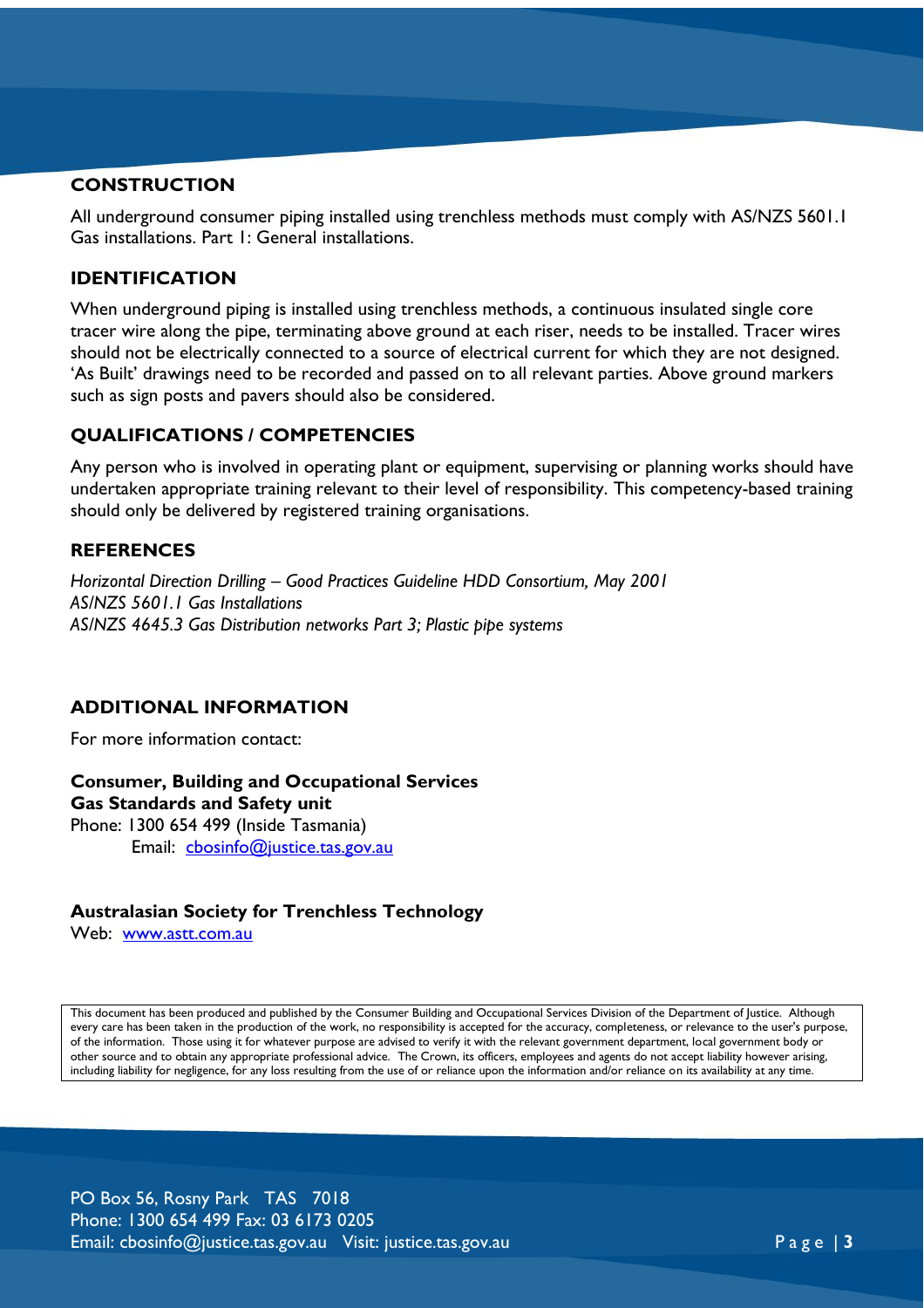## CONSTRUCTION

All underground consumer piping installed using trenchless methods must comply with AS/NZS 5601.1 Gas installations. Part 1: General installations.

## IDENTIFICATION

When underground piping is installed using trenchless methods, a continuous insulated single core tracer wire along the pipe, terminating above ground at each riser, needs to be installed. Tracer wires should not be electrically connected to a source of electrical current for which they are not designed. 'As Built' drawings need to be recorded and passed on to all relevant parties. Above ground markers such as sign posts and pavers should also be considered.

## QUALIFICATIONS / COMPETENCIES

Any person who is involved in operating plant or equipment, supervising or planning works should have undertaken appropriate training relevant to their level of responsibility. This competency-based training should only be delivered by registered training organisations.

## REFERENCES

*Horizontal Direction Drilling – Good Practices Guideline HDD Consortium, May 2001*
*AS/NZS 5601.1 Gas Installations*
*AS/NZS 4645.3 Gas Distribution networks Part 3; Plastic pipe systems*

## ADDITIONAL INFORMATION

For more information contact:

**Consumer, Building and Occupational Services**
**Gas Standards and Safety unit**
Phone: 1300 654 499 (Inside Tasmania)
Email: cbosinfo@justice.tas.gov.au

**Australasian Society for Trenchless Technology**
Web: www.astt.com.au

This document has been produced and published by the Consumer Building and Occupational Services Division of the Department of Justice. Although every care has been taken in the production of the work, no responsibility is accepted for the accuracy, completeness, or relevance to the user's purpose, of the information. Those using it for whatever purpose are advised to verify it with the relevant government department, local government body or other source and to obtain any appropriate professional advice. The Crown, its officers, employees and agents do not accept liability however arising, including liability for negligence, for any loss resulting from the use of or reliance upon the information and/or reliance on its availability at any time.

PO Box 56, Rosny Park TAS 7018
Phone: 1300 654 499 Fax: 03 6173 0205
Email: cbosinfo@justice.tas.gov.au Visit: justice.tas.gov.au